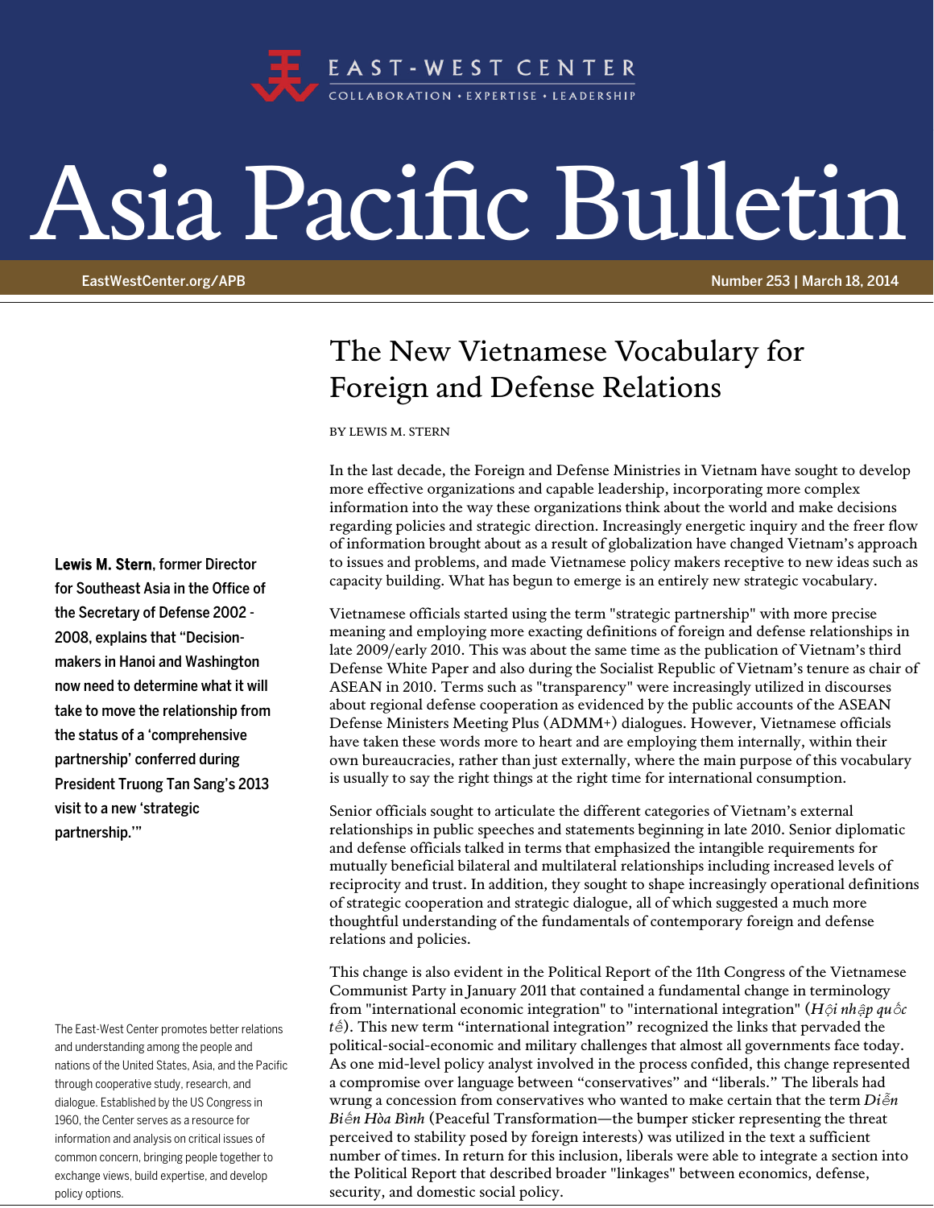EAST-WEST CENTER

COLLABORATION • EXPERTISE • LEADERSHIP

# Asia Pacific Bulletin

EastWestCenter.org/APB

Number 253 | March 18, 2014

## The New Vietnamese Vocabulary for Foreign and Defense Relations

BY LEWIS M. STERN

**Lewis M. Stern**, former Director for Southeast Asia in the Office of the Secretary of Defense 2002 - 2008, explains that "Decision-makers in Hanoi and Washington now need to determine what it will take to move the relationship from the status of a 'comprehensive partnership' conferred during President Truong Tan Sang's 2013 visit to a new 'strategic partnership.'"

The East-West Center promotes better relations and understanding among the people and nations of the United States, Asia, and the Pacific through cooperative study, research, and dialogue. Established by the US Congress in 1960, the Center serves as a resource for information and analysis on critical issues of common concern, bringing people together to exchange views, build expertise, and develop policy options.

In the last decade, the Foreign and Defense Ministries in Vietnam have sought to develop more effective organizations and capable leadership, incorporating more complex information into the way these organizations think about the world and make decisions regarding policies and strategic direction. Increasingly energetic inquiry and the freer flow of information brought about as a result of globalization have changed Vietnam's approach to issues and problems, and made Vietnamese policy makers receptive to new ideas such as capacity building. What has begun to emerge is an entirely new strategic vocabulary.

Vietnamese officials started using the term "strategic partnership" with more precise meaning and employing more exacting definitions of foreign and defense relationships in late 2009/early 2010. This was about the same time as the publication of Vietnam's third Defense White Paper and also during the Socialist Republic of Vietnam's tenure as chair of ASEAN in 2010. Terms such as "transparency" were increasingly utilized in discourses about regional defense cooperation as evidenced by the public accounts of the ASEAN Defense Ministers Meeting Plus (ADMM+) dialogues. However, Vietnamese officials have taken these words more to heart and are employing them internally, within their own bureaucracies, rather than just externally, where the main purpose of this vocabulary is usually to say the right things at the right time for international consumption.

Senior officials sought to articulate the different categories of Vietnam's external relationships in public speeches and statements beginning in late 2010. Senior diplomatic and defense officials talked in terms that emphasized the intangible requirements for mutually beneficial bilateral and multilateral relationships including increased levels of reciprocity and trust. In addition, they sought to shape increasingly operational definitions of strategic cooperation and strategic dialogue, all of which suggested a much more thoughtful understanding of the fundamentals of contemporary foreign and defense relations and policies.

This change is also evident in the Political Report of the 11th Congress of the Vietnamese Communist Party in January 2011 that contained a fundamental change in terminology from "international economic integration" to "international integration" (*Hội nhập quốc tế*). This new term "international integration" recognized the links that pervaded the political-social-economic and military challenges that almost all governments face today. As one mid-level policy analyst involved in the process confided, this change represented a compromise over language between "conservatives" and "liberals." The liberals had wrung a concession from conservatives who wanted to make certain that the term *Diễn Biến Hòa Bình* (Peaceful Transformation—the bumper sticker representing the threat perceived to stability posed by foreign interests) was utilized in the text a sufficient number of times. In return for this inclusion, liberals were able to integrate a section into the Political Report that described broader "linkages" between economics, defense, security, and domestic social policy.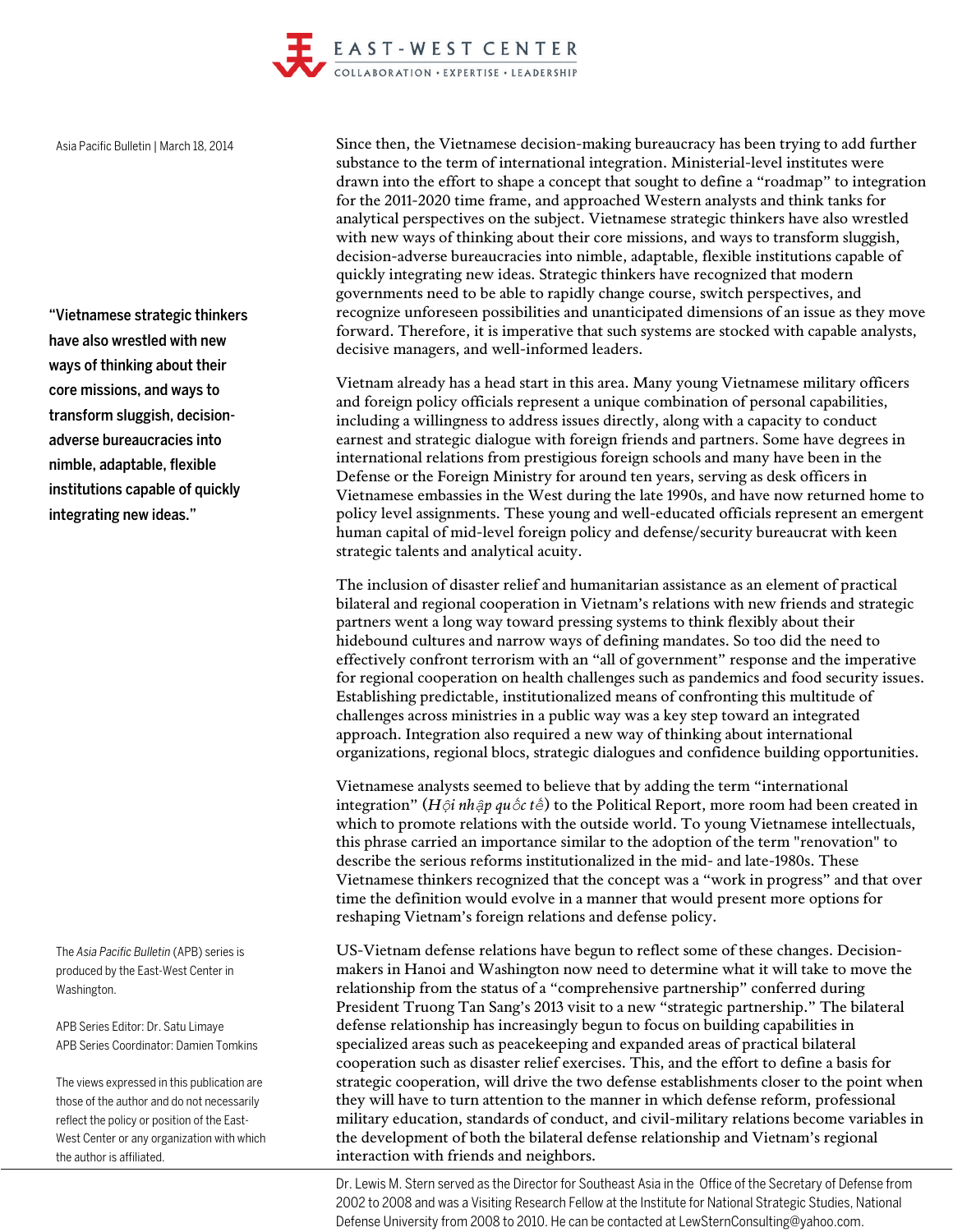Asia Pacific Bulletin | March 18, 2014

Since then, the Vietnamese decision-making bureaucracy has been trying to add further substance to the term of international integration. Ministerial-level institutes were drawn into the effort to shape a concept that sought to define a "roadmap" to integration for the 2011-2020 time frame, and approached Western analysts and think tanks for analytical perspectives on the subject. Vietnamese strategic thinkers have also wrestled with new ways of thinking about their core missions, and ways to transform sluggish, decision-adverse bureaucracies into nimble, adaptable, flexible institutions capable of quickly integrating new ideas. Strategic thinkers have recognized that modern governments need to be able to rapidly change course, switch perspectives, and recognize unforeseen possibilities and unanticipated dimensions of an issue as they move forward. Therefore, it is imperative that such systems are stocked with capable analysts, decisive managers, and well-informed leaders.

**"Vietnamese strategic thinkers have also wrestled with new ways of thinking about their core missions, and ways to transform sluggish, decision-adverse bureaucracies into nimble, adaptable, flexible institutions capable of quickly integrating new ideas."**

Vietnam already has a head start in this area. Many young Vietnamese military officers and foreign policy officials represent a unique combination of personal capabilities, including a willingness to address issues directly, along with a capacity to conduct earnest and strategic dialogue with foreign friends and partners. Some have degrees in international relations from prestigious foreign schools and many have been in the Defense or the Foreign Ministry for around ten years, serving as desk officers in Vietnamese embassies in the West during the late 1990s, and have now returned home to policy level assignments. These young and well-educated officials represent an emergent human capital of mid-level foreign policy and defense/security bureaucrat with keen strategic talents and analytical acuity.

The inclusion of disaster relief and humanitarian assistance as an element of practical bilateral and regional cooperation in Vietnam's relations with new friends and strategic partners went a long way toward pressing systems to think flexibly about their hidebound cultures and narrow ways of defining mandates. So too did the need to effectively confront terrorism with an "all of government" response and the imperative for regional cooperation on health challenges such as pandemics and food security issues. Establishing predictable, institutionalized means of confronting this multitude of challenges across ministries in a public way was a key step toward an integrated approach. Integration also required a new way of thinking about international organizations, regional blocs, strategic dialogues and confidence building opportunities.

Vietnamese analysts seemed to believe that by adding the term "international integration" (*Hội nhập quốc tế*) to the Political Report, more room had been created in which to promote relations with the outside world. To young Vietnamese intellectuals, this phrase carried an importance similar to the adoption of the term "renovation" to describe the serious reforms institutionalized in the mid- and late-1980s. These Vietnamese thinkers recognized that the concept was a "work in progress" and that over time the definition would evolve in a manner that would present more options for reshaping Vietnam's foreign relations and defense policy.

US-Vietnam defense relations have begun to reflect some of these changes. Decision-makers in Hanoi and Washington now need to determine what it will take to move the relationship from the status of a "comprehensive partnership" conferred during President Truong Tan Sang's 2013 visit to a new "strategic partnership." The bilateral defense relationship has increasingly begun to focus on building capabilities in specialized areas such as peacekeeping and expanded areas of practical bilateral cooperation such as disaster relief exercises. This, and the effort to define a basis for strategic cooperation, will drive the two defense establishments closer to the point when they will have to turn attention to the manner in which defense reform, professional military education, standards of conduct, and civil-military relations become variables in the development of both the bilateral defense relationship and Vietnam's regional interaction with friends and neighbors.

Dr. Lewis M. Stern served as the Director for Southeast Asia in the Office of the Secretary of Defense from 2002 to 2008 and was a Visiting Research Fellow at the Institute for National Strategic Studies, National Defense University from 2008 to 2010. He can be contacted at LewSternConsulting@yahoo.com.

The *Asia Pacific Bulletin* (APB) series is produced by the East-West Center in Washington.

APB Series Editor: Dr. Satu Limaye
APB Series Coordinator: Damien Tomkins

The views expressed in this publication are those of the author and do not necessarily reflect the policy or position of the East-West Center or any organization with which the author is affiliated.